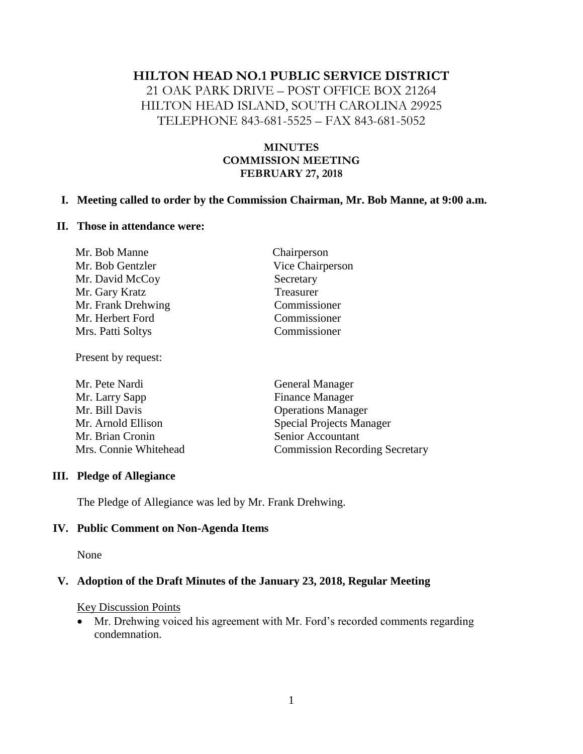# HILTON HEAD NO.1 PUBLIC SERVICE DISTRICT

21 OAK PARK DRIVE – POST OFFICE BOX 21264
HILTON HEAD ISLAND, SOUTH CAROLINA 29925
TELEPHONE 843-681-5525 – FAX 843-681-5052

## MINUTES
## COMMISSION MEETING
## FEBRUARY 27, 2018

**I. Meeting called to order by the Commission Chairman, Mr. Bob Manne, at 9:00 a.m.**

**II. Those in attendance were:**

| | |
|---|---|
| Mr. Bob Manne | Chairperson |
| Mr. Bob Gentzler | Vice Chairperson |
| Mr. David McCoy | Secretary |
| Mr. Gary Kratz | Treasurer |
| Mr. Frank Drehwing | Commissioner |
| Mr. Herbert Ford | Commissioner |
| Mrs. Patti Soltys | Commissioner |

Present by request:

| | |
|---|---|
| Mr. Pete Nardi | General Manager |
| Mr. Larry Sapp | Finance Manager |
| Mr. Bill Davis | Operations Manager |
| Mr. Arnold Ellison | Special Projects Manager |
| Mr. Brian Cronin | Senior Accountant |
| Mrs. Connie Whitehead | Commission Recording Secretary |

**III. Pledge of Allegiance**

The Pledge of Allegiance was led by Mr. Frank Drehwing.

**IV. Public Comment on Non-Agenda Items**

None

**V. Adoption of the Draft Minutes of the January 23, 2018, Regular Meeting**

Key Discussion Points

- Mr. Drehwing voiced his agreement with Mr. Ford's recorded comments regarding condemnation.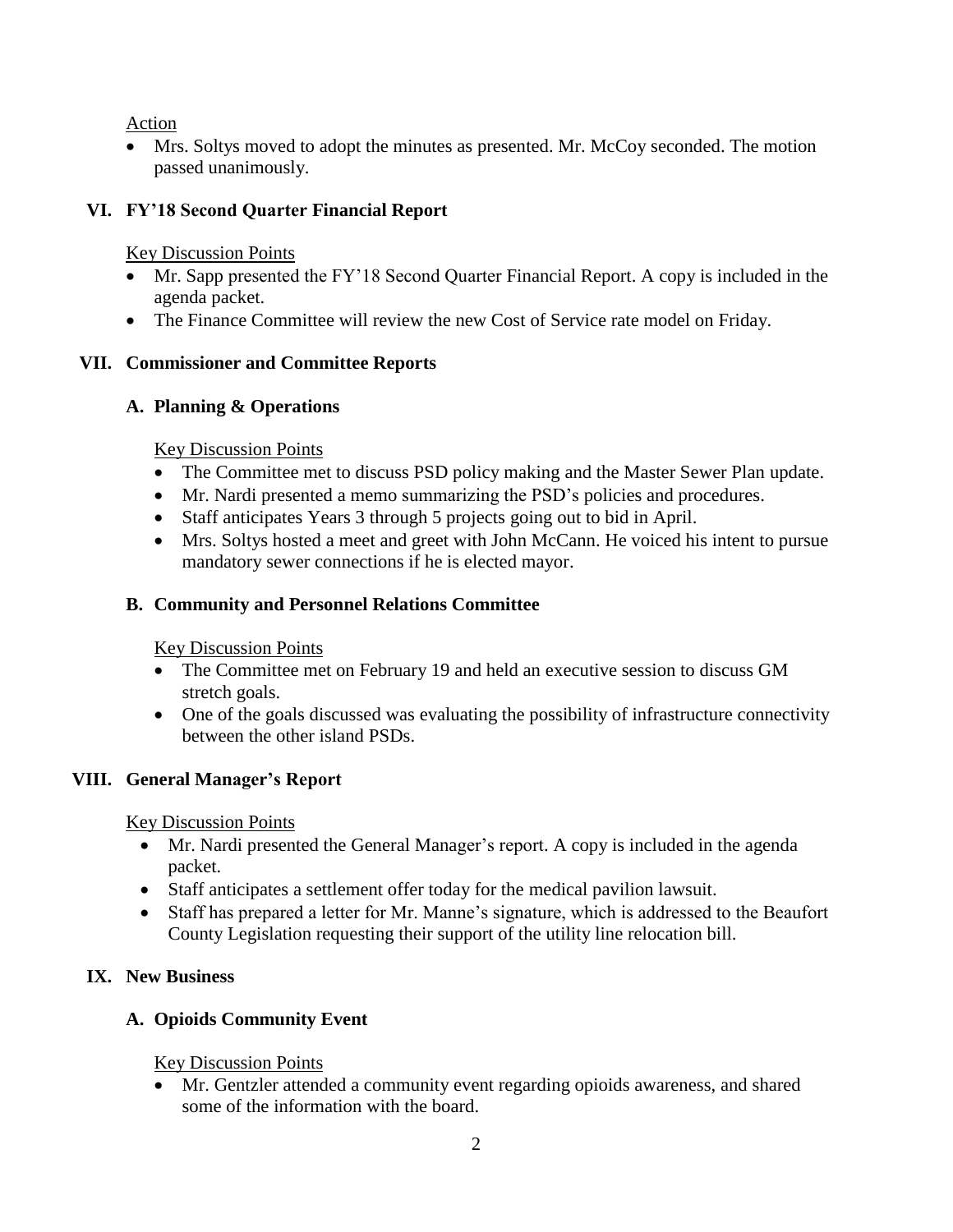Action

- Mrs. Soltys moved to adopt the minutes as presented. Mr. McCoy seconded. The motion passed unanimously.

## VI. FY'18 Second Quarter Financial Report

Key Discussion Points

- Mr. Sapp presented the FY'18 Second Quarter Financial Report. A copy is included in the agenda packet.
- The Finance Committee will review the new Cost of Service rate model on Friday.

## VII. Commissioner and Committee Reports

### A. Planning & Operations

Key Discussion Points

- The Committee met to discuss PSD policy making and the Master Sewer Plan update.
- Mr. Nardi presented a memo summarizing the PSD's policies and procedures.
- Staff anticipates Years 3 through 5 projects going out to bid in April.
- Mrs. Soltys hosted a meet and greet with John McCann. He voiced his intent to pursue mandatory sewer connections if he is elected mayor.

### B. Community and Personnel Relations Committee

Key Discussion Points

- The Committee met on February 19 and held an executive session to discuss GM stretch goals.
- One of the goals discussed was evaluating the possibility of infrastructure connectivity between the other island PSDs.

## VIII. General Manager's Report

Key Discussion Points

- Mr. Nardi presented the General Manager's report. A copy is included in the agenda packet.
- Staff anticipates a settlement offer today for the medical pavilion lawsuit.
- Staff has prepared a letter for Mr. Manne's signature, which is addressed to the Beaufort County Legislation requesting their support of the utility line relocation bill.

## IX. New Business

### A. Opioids Community Event

Key Discussion Points

- Mr. Gentzler attended a community event regarding opioids awareness, and shared some of the information with the board.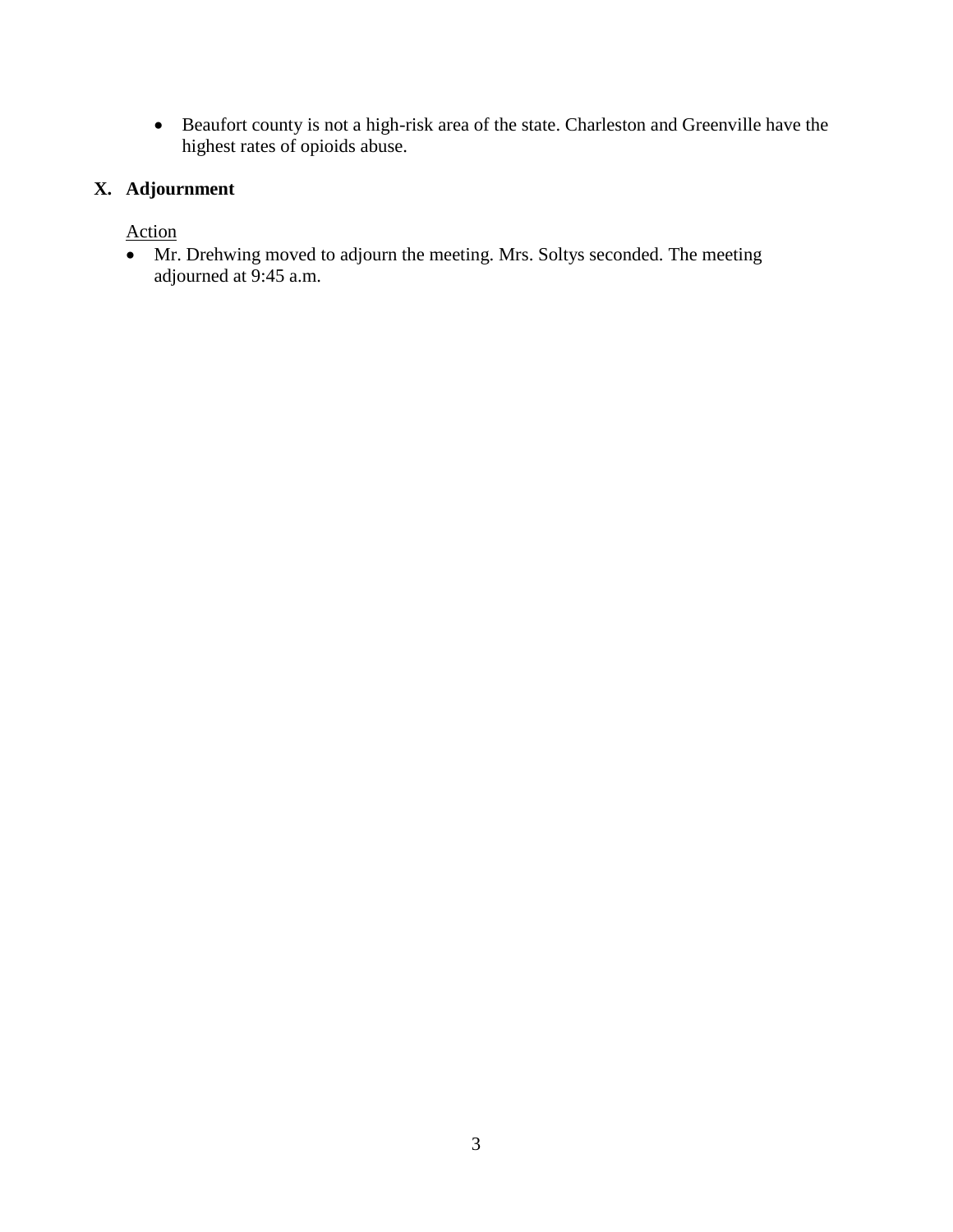- Beaufort county is not a high-risk area of the state. Charleston and Greenville have the highest rates of opioids abuse.

## X. Adjournment

Action

- Mr. Drehwing moved to adjourn the meeting. Mrs. Soltys seconded. The meeting adjourned at 9:45 a.m.